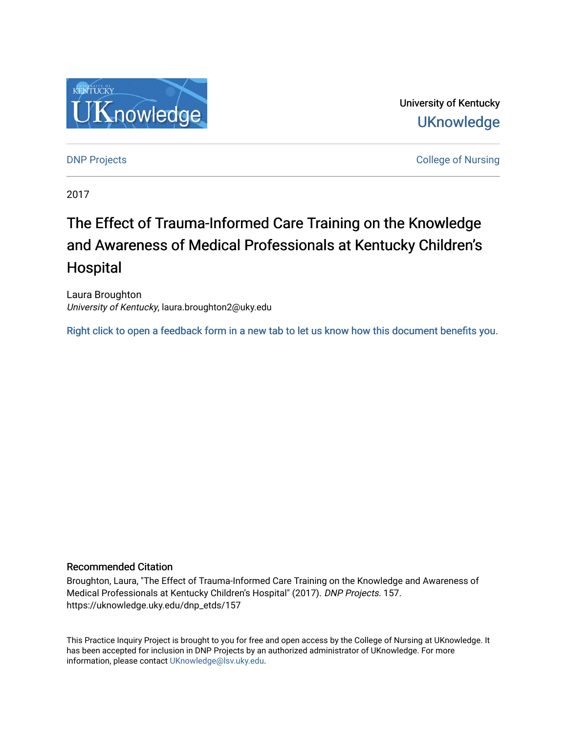University of Kentucky

UKnowledge

DNP Projects

College of Nursing

2017

# The Effect of Trauma-Informed Care Training on the Knowledge and Awareness of Medical Professionals at Kentucky Children's Hospital

Laura Broughton
*University of Kentucky*, laura.broughton2@uky.edu

Right click to open a feedback form in a new tab to let us know how this document benefits you.

## Recommended Citation

Broughton, Laura, "The Effect of Trauma-Informed Care Training on the Knowledge and Awareness of Medical Professionals at Kentucky Children's Hospital" (2017). *DNP Projects*. 157.
https://uknowledge.uky.edu/dnp_etds/157

This Practice Inquiry Project is brought to you for free and open access by the College of Nursing at UKnowledge. It has been accepted for inclusion in DNP Projects by an authorized administrator of UKnowledge. For more information, please contact UKnowledge@lsv.uky.edu.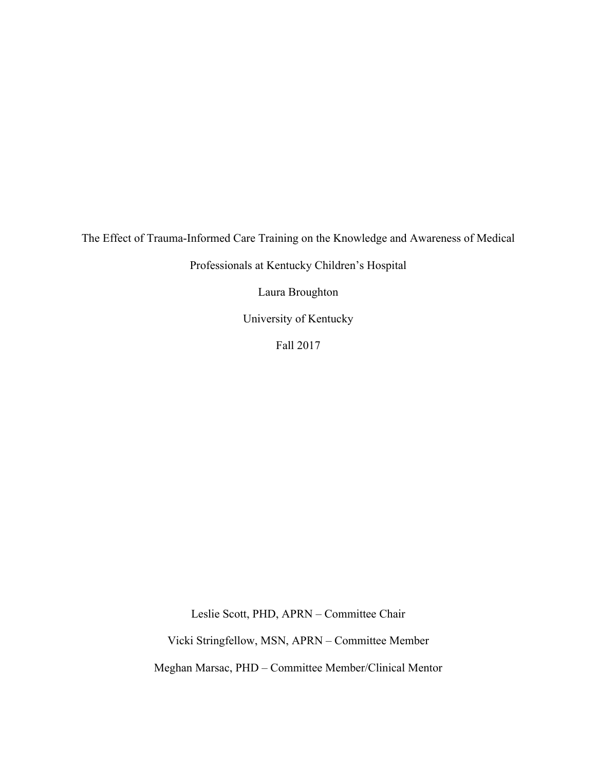The Effect of Trauma-Informed Care Training on the Knowledge and Awareness of Medical Professionals at Kentucky Children's Hospital

Laura Broughton

University of Kentucky

Fall 2017

Leslie Scott, PHD, APRN – Committee Chair

Vicki Stringfellow, MSN, APRN – Committee Member

Meghan Marsac, PHD – Committee Member/Clinical Mentor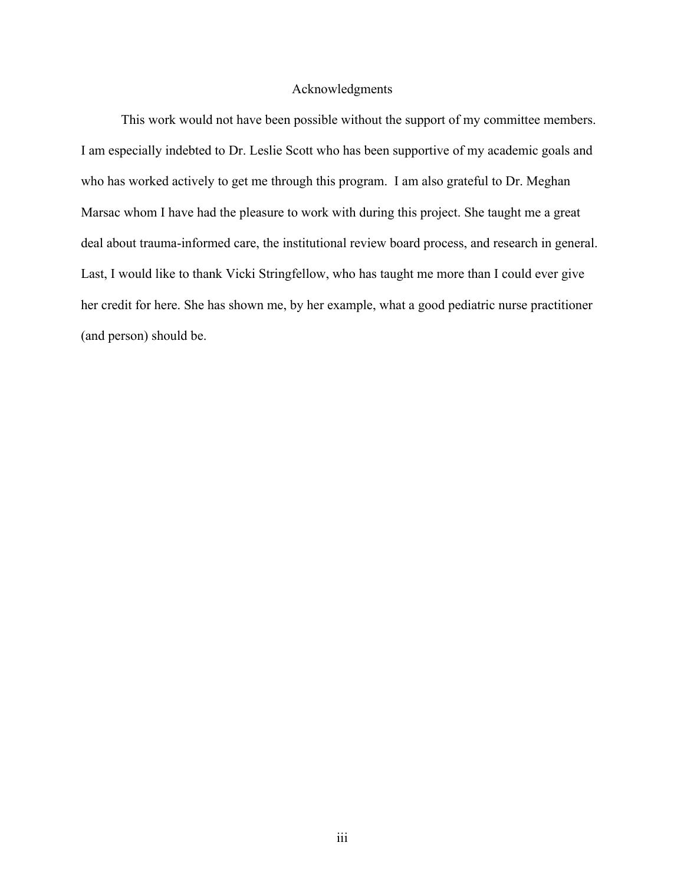# Acknowledgments

This work would not have been possible without the support of my committee members. I am especially indebted to Dr. Leslie Scott who has been supportive of my academic goals and who has worked actively to get me through this program. I am also grateful to Dr. Meghan Marsac whom I have had the pleasure to work with during this project. She taught me a great deal about trauma-informed care, the institutional review board process, and research in general. Last, I would like to thank Vicki Stringfellow, who has taught me more than I could ever give her credit for here. She has shown me, by her example, what a good pediatric nurse practitioner (and person) should be.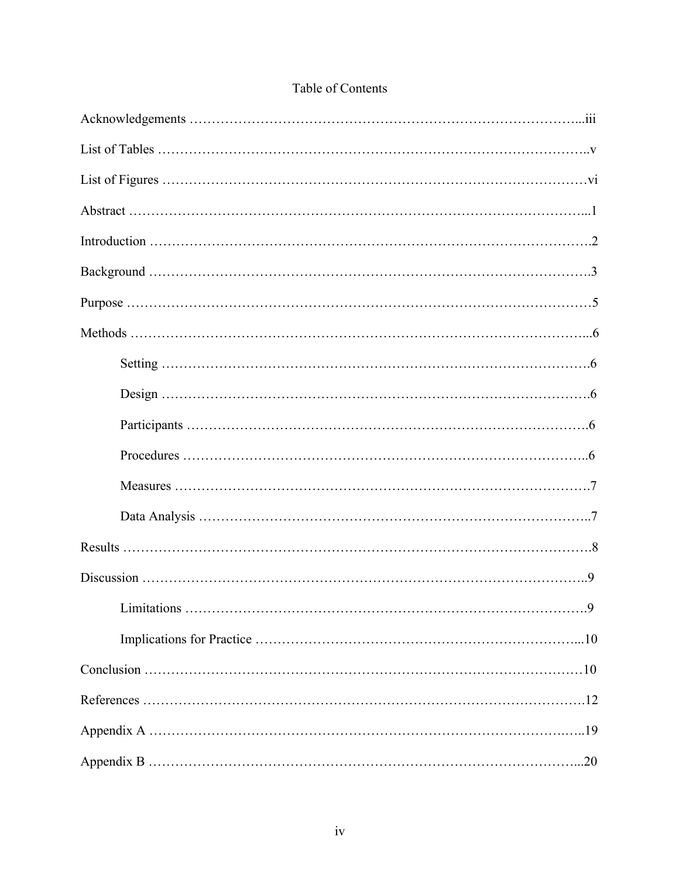# Table of Contents

Acknowledgements ……………………………………………………………………………...iii

List of Tables ……………………………………………………………………………………..v

List of Figures ……………………………………………………………………………………vi

Abstract ………………………………………………………………………………………...1

Introduction …………………………………………………………………………………….2

Background …………………………………………………………………………………….3

Purpose ………………………………………………………………………………………5

Methods ………………………………………………………………………………………...6

- Setting ………………………………………………………………………………….6
- Design ………………………………………………………………………………….6
- Participants …………………………………………………………………………….6
- Procedures ……………………………………………………………………………..6
- Measures ……………………………………………………………………………….7
- Data Analysis …………………………………………………………………………..7

Results ………………………………………………………………………………………….8

Discussion ……………………………………………………………………………………..9

- Limitations …………………………………………………………………………….9
- Implications for Practice ……………………………………………………………...10

Conclusion ……………………………………………………………………………………10

References ……………………………………………………………………………………12

Appendix A …………………………………………………………………………………..19

Appendix B …………………………………………………………………………………...20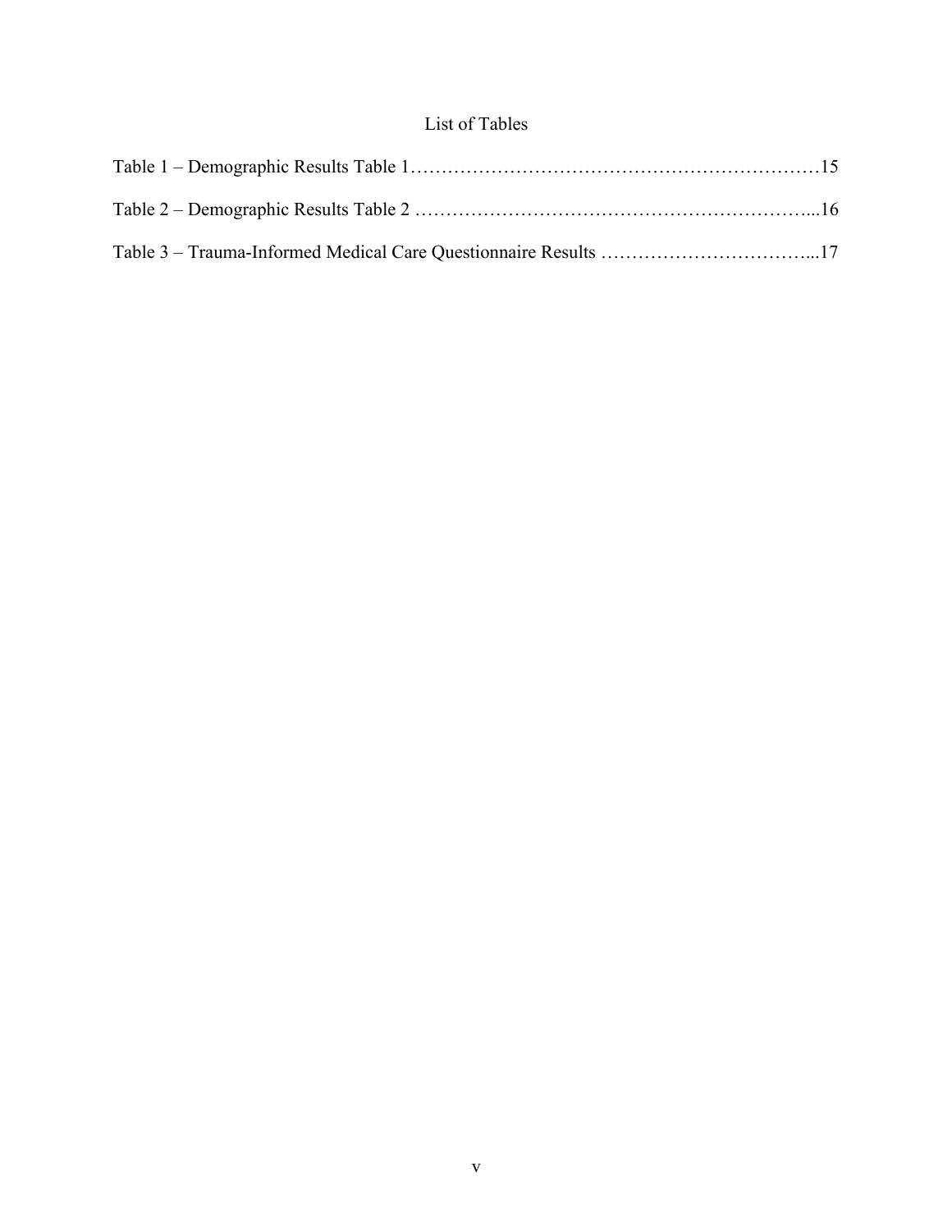# List of Tables

Table 1 – Demographic Results Table 1……………………………………………………………15

Table 2 – Demographic Results Table 2 ………………………………………………………...16

Table 3 – Trauma-Informed Medical Care Questionnaire Results ……………………………...17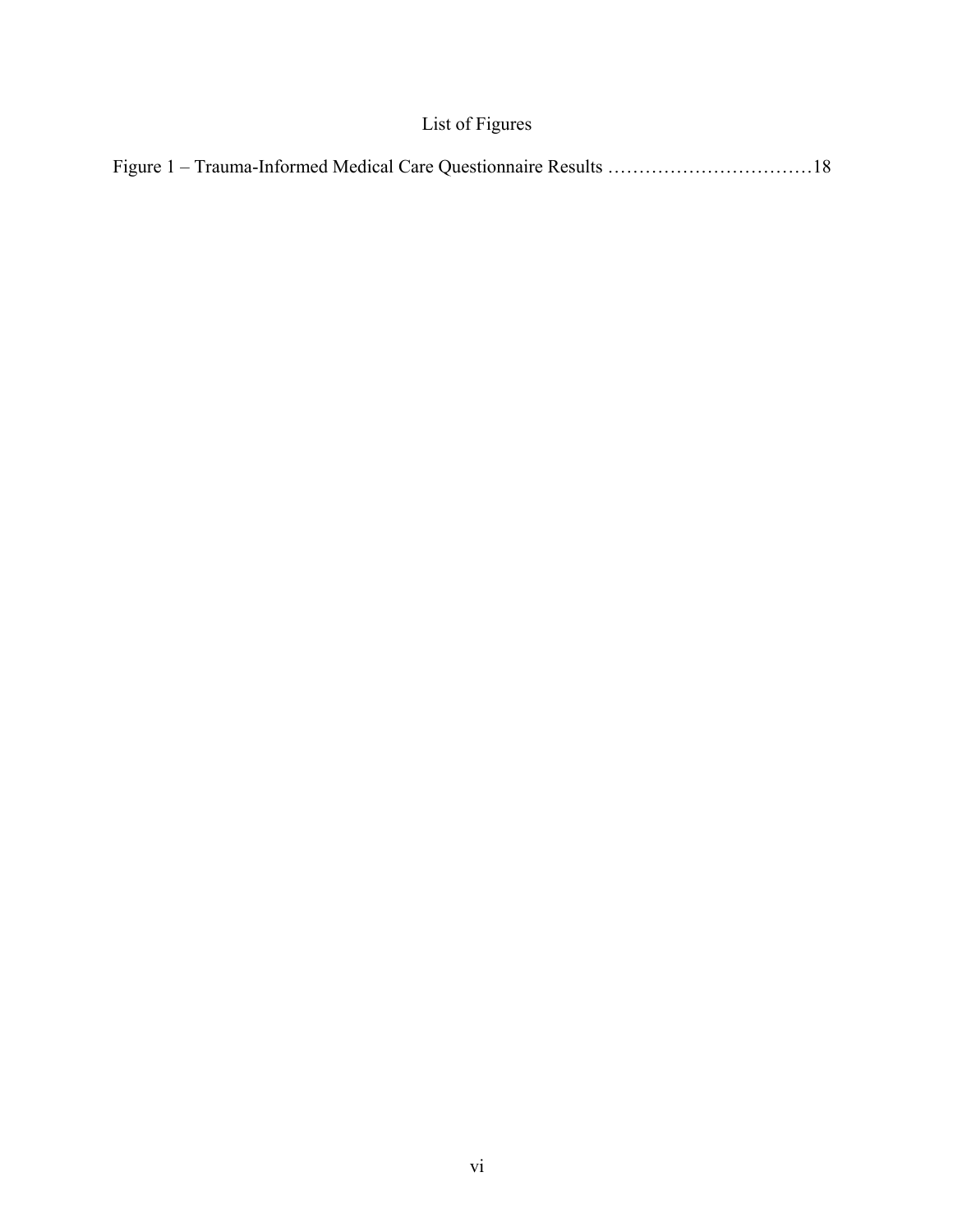# List of Figures

Figure 1 – Trauma-Informed Medical Care Questionnaire Results ……………………………18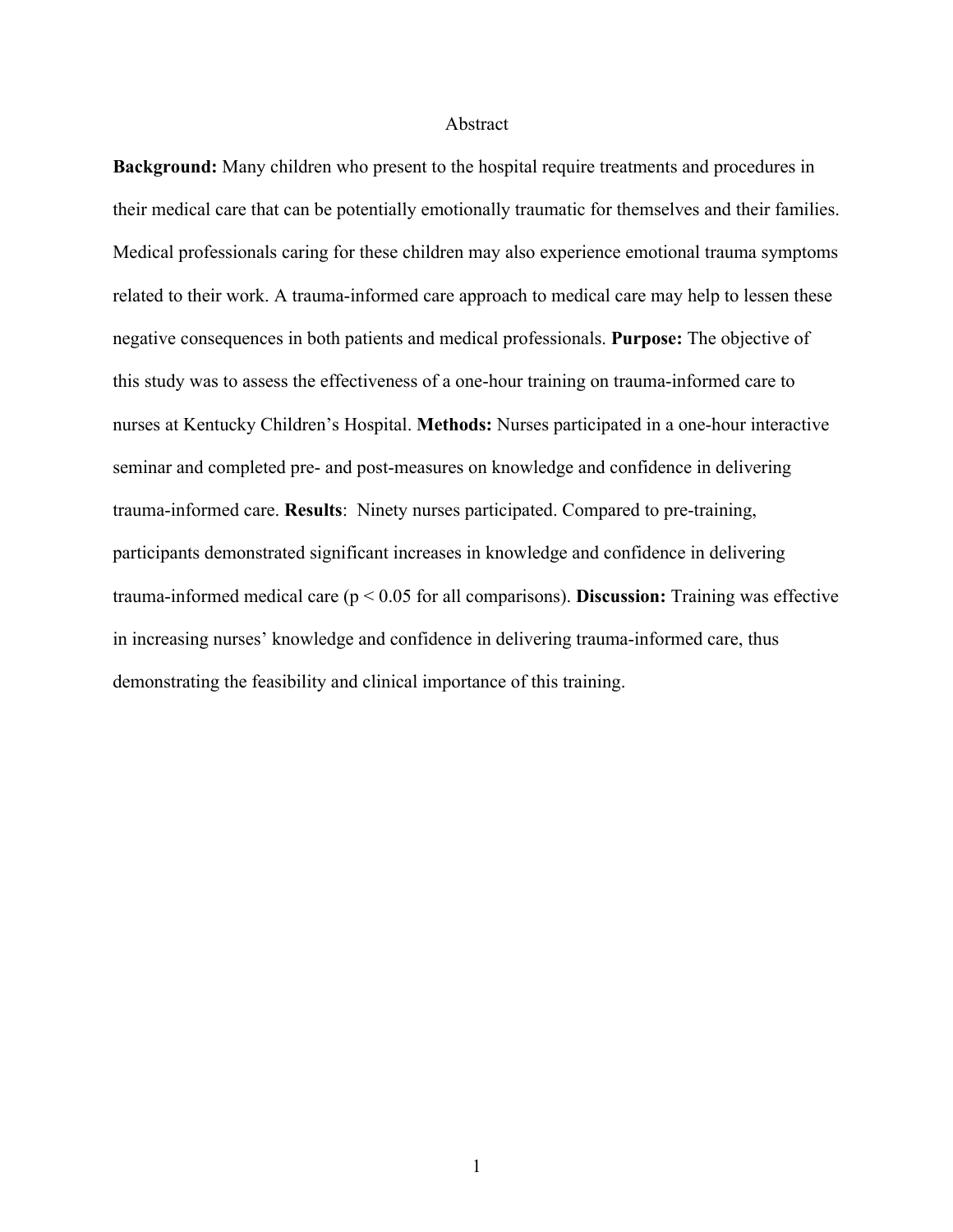# Abstract

**Background:** Many children who present to the hospital require treatments and procedures in their medical care that can be potentially emotionally traumatic for themselves and their families. Medical professionals caring for these children may also experience emotional trauma symptoms related to their work. A trauma-informed care approach to medical care may help to lessen these negative consequences in both patients and medical professionals. **Purpose:** The objective of this study was to assess the effectiveness of a one-hour training on trauma-informed care to nurses at Kentucky Children's Hospital. **Methods:** Nurses participated in a one-hour interactive seminar and completed pre- and post-measures on knowledge and confidence in delivering trauma-informed care. **Results**: Ninety nurses participated. Compared to pre-training, participants demonstrated significant increases in knowledge and confidence in delivering trauma-informed medical care ($p < 0.05$ for all comparisons). **Discussion:** Training was effective in increasing nurses' knowledge and confidence in delivering trauma-informed care, thus demonstrating the feasibility and clinical importance of this training.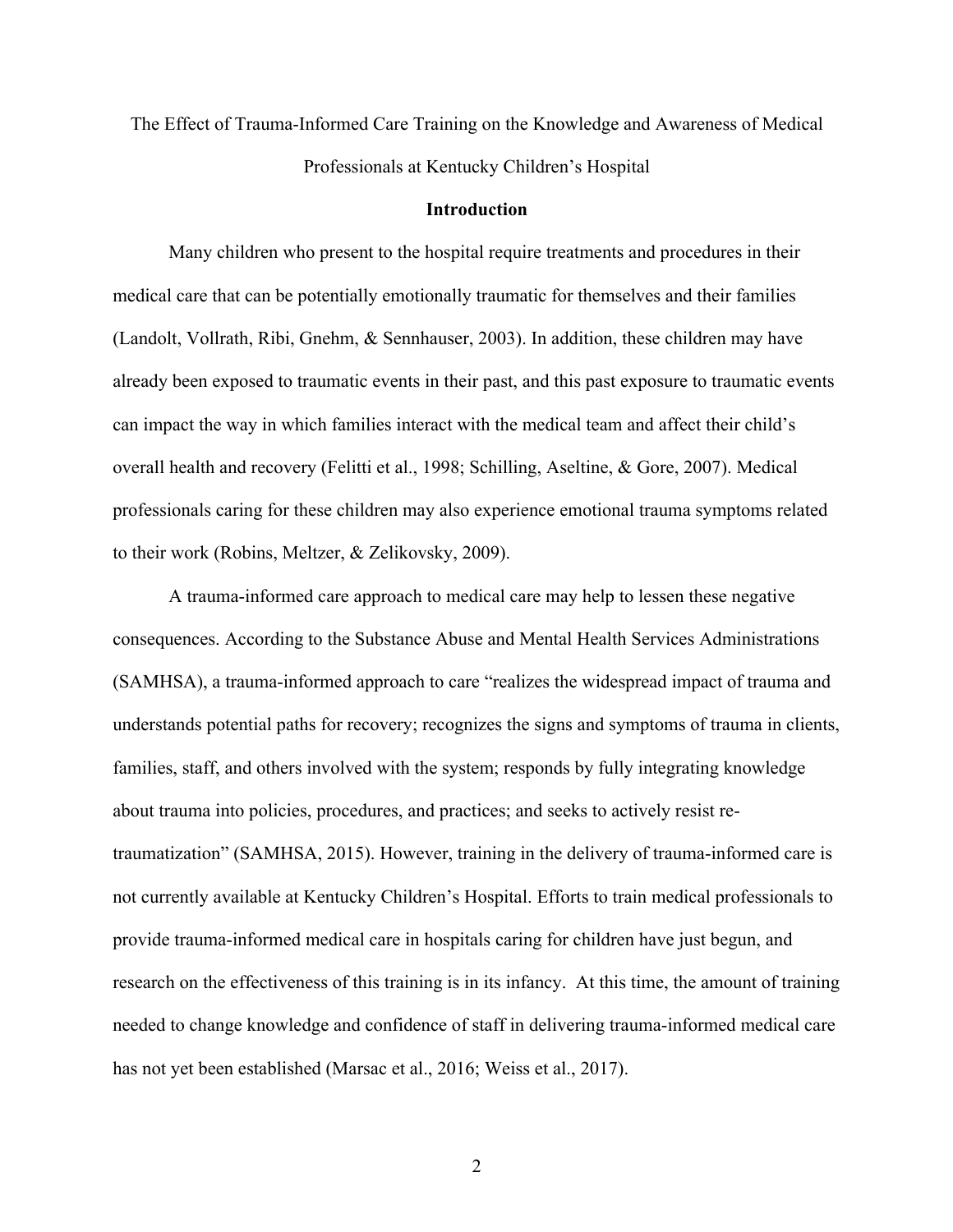The Effect of Trauma-Informed Care Training on the Knowledge and Awareness of Medical Professionals at Kentucky Children's Hospital

## Introduction

Many children who present to the hospital require treatments and procedures in their medical care that can be potentially emotionally traumatic for themselves and their families (Landolt, Vollrath, Ribi, Gnehm, & Sennhauser, 2003). In addition, these children may have already been exposed to traumatic events in their past, and this past exposure to traumatic events can impact the way in which families interact with the medical team and affect their child's overall health and recovery (Felitti et al., 1998; Schilling, Aseltine, & Gore, 2007). Medical professionals caring for these children may also experience emotional trauma symptoms related to their work (Robins, Meltzer, & Zelikovsky, 2009).

A trauma-informed care approach to medical care may help to lessen these negative consequences. According to the Substance Abuse and Mental Health Services Administrations (SAMHSA), a trauma-informed approach to care "realizes the widespread impact of trauma and understands potential paths for recovery; recognizes the signs and symptoms of trauma in clients, families, staff, and others involved with the system; responds by fully integrating knowledge about trauma into policies, procedures, and practices; and seeks to actively resist re-traumatization" (SAMHSA, 2015). However, training in the delivery of trauma-informed care is not currently available at Kentucky Children's Hospital. Efforts to train medical professionals to provide trauma-informed medical care in hospitals caring for children have just begun, and research on the effectiveness of this training is in its infancy. At this time, the amount of training needed to change knowledge and confidence of staff in delivering trauma-informed medical care has not yet been established (Marsac et al., 2016; Weiss et al., 2017).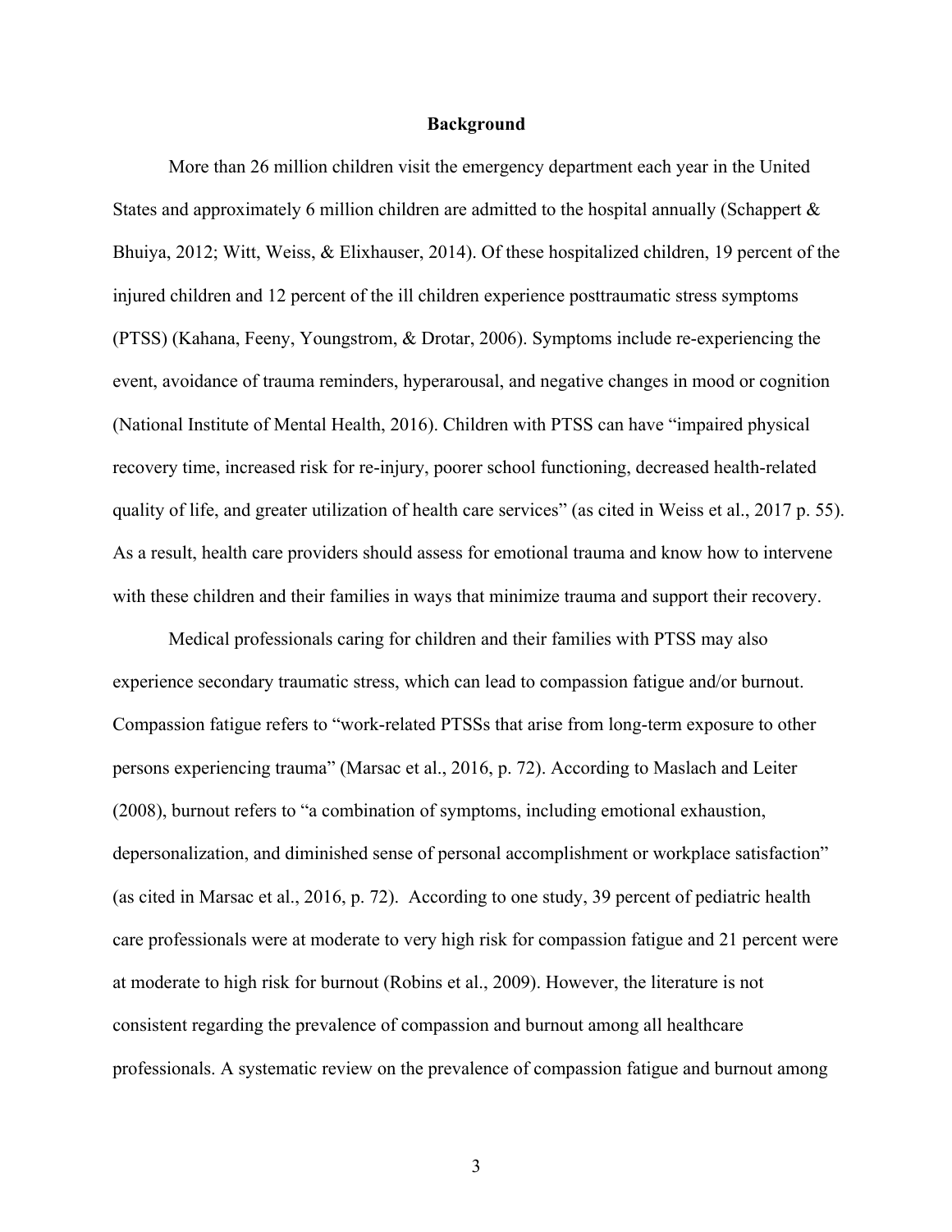## Background

More than 26 million children visit the emergency department each year in the United States and approximately 6 million children are admitted to the hospital annually (Schappert & Bhuiya, 2012; Witt, Weiss, & Elixhauser, 2014). Of these hospitalized children, 19 percent of the injured children and 12 percent of the ill children experience posttraumatic stress symptoms (PTSS) (Kahana, Feeny, Youngstrom, & Drotar, 2006). Symptoms include re-experiencing the event, avoidance of trauma reminders, hyperarousal, and negative changes in mood or cognition (National Institute of Mental Health, 2016). Children with PTSS can have "impaired physical recovery time, increased risk for re-injury, poorer school functioning, decreased health-related quality of life, and greater utilization of health care services" (as cited in Weiss et al., 2017 p. 55). As a result, health care providers should assess for emotional trauma and know how to intervene with these children and their families in ways that minimize trauma and support their recovery.

Medical professionals caring for children and their families with PTSS may also experience secondary traumatic stress, which can lead to compassion fatigue and/or burnout. Compassion fatigue refers to "work-related PTSSs that arise from long-term exposure to other persons experiencing trauma" (Marsac et al., 2016, p. 72). According to Maslach and Leiter (2008), burnout refers to "a combination of symptoms, including emotional exhaustion, depersonalization, and diminished sense of personal accomplishment or workplace satisfaction" (as cited in Marsac et al., 2016, p. 72). According to one study, 39 percent of pediatric health care professionals were at moderate to very high risk for compassion fatigue and 21 percent were at moderate to high risk for burnout (Robins et al., 2009). However, the literature is not consistent regarding the prevalence of compassion and burnout among all healthcare professionals. A systematic review on the prevalence of compassion fatigue and burnout among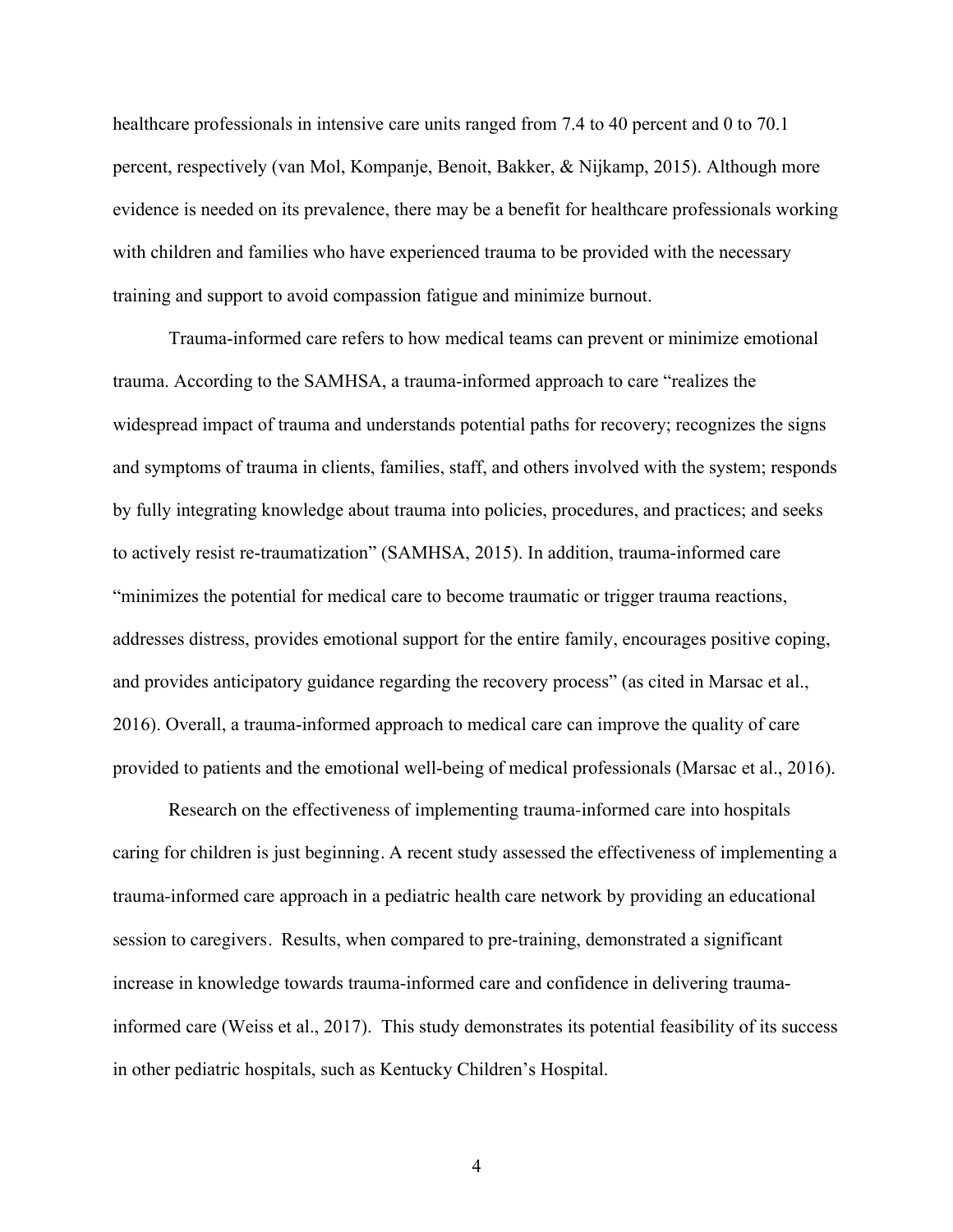healthcare professionals in intensive care units ranged from 7.4 to 40 percent and 0 to 70.1 percent, respectively (van Mol, Kompanje, Benoit, Bakker, & Nijkamp, 2015). Although more evidence is needed on its prevalence, there may be a benefit for healthcare professionals working with children and families who have experienced trauma to be provided with the necessary training and support to avoid compassion fatigue and minimize burnout.

Trauma-informed care refers to how medical teams can prevent or minimize emotional trauma. According to the SAMHSA, a trauma-informed approach to care "realizes the widespread impact of trauma and understands potential paths for recovery; recognizes the signs and symptoms of trauma in clients, families, staff, and others involved with the system; responds by fully integrating knowledge about trauma into policies, procedures, and practices; and seeks to actively resist re-traumatization" (SAMHSA, 2015). In addition, trauma-informed care "minimizes the potential for medical care to become traumatic or trigger trauma reactions, addresses distress, provides emotional support for the entire family, encourages positive coping, and provides anticipatory guidance regarding the recovery process" (as cited in Marsac et al., 2016). Overall, a trauma-informed approach to medical care can improve the quality of care provided to patients and the emotional well-being of medical professionals (Marsac et al., 2016).

Research on the effectiveness of implementing trauma-informed care into hospitals caring for children is just beginning. A recent study assessed the effectiveness of implementing a trauma-informed care approach in a pediatric health care network by providing an educational session to caregivers. Results, when compared to pre-training, demonstrated a significant increase in knowledge towards trauma-informed care and confidence in delivering trauma-informed care (Weiss et al., 2017). This study demonstrates its potential feasibility of its success in other pediatric hospitals, such as Kentucky Children's Hospital.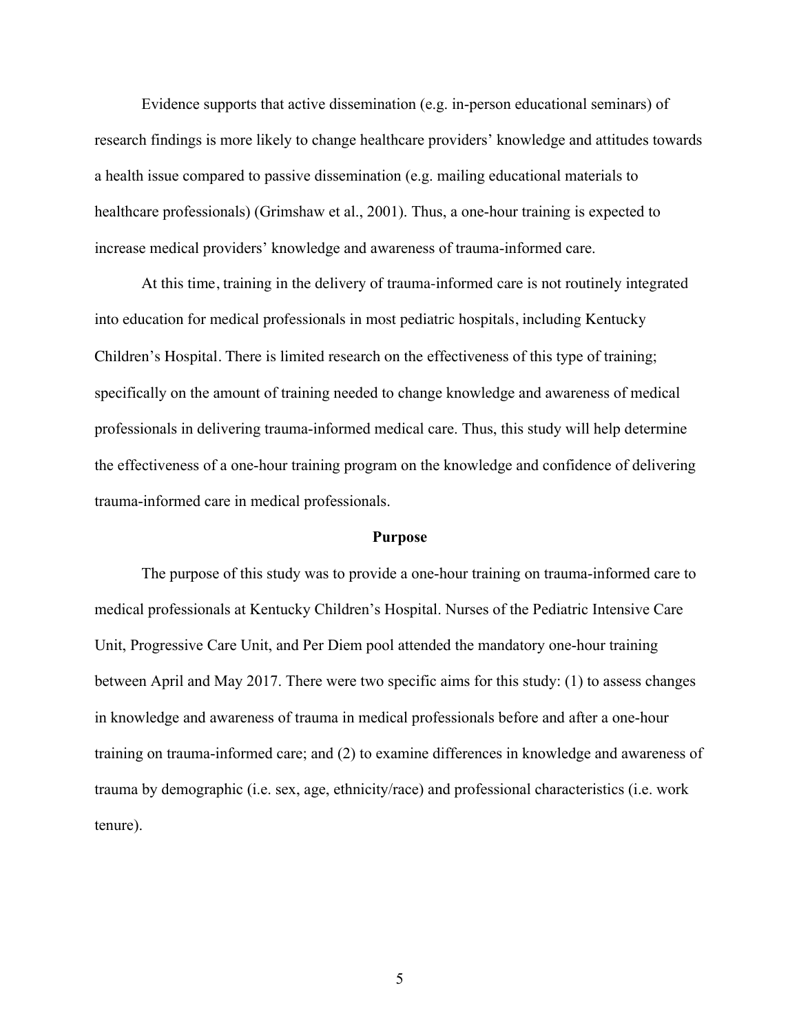Evidence supports that active dissemination (e.g. in-person educational seminars) of research findings is more likely to change healthcare providers' knowledge and attitudes towards a health issue compared to passive dissemination (e.g. mailing educational materials to healthcare professionals) (Grimshaw et al., 2001). Thus, a one-hour training is expected to increase medical providers' knowledge and awareness of trauma-informed care.

At this time, training in the delivery of trauma-informed care is not routinely integrated into education for medical professionals in most pediatric hospitals, including Kentucky Children's Hospital. There is limited research on the effectiveness of this type of training; specifically on the amount of training needed to change knowledge and awareness of medical professionals in delivering trauma-informed medical care. Thus, this study will help determine the effectiveness of a one-hour training program on the knowledge and confidence of delivering trauma-informed care in medical professionals.

## Purpose

The purpose of this study was to provide a one-hour training on trauma-informed care to medical professionals at Kentucky Children's Hospital. Nurses of the Pediatric Intensive Care Unit, Progressive Care Unit, and Per Diem pool attended the mandatory one-hour training between April and May 2017. There were two specific aims for this study: (1) to assess changes in knowledge and awareness of trauma in medical professionals before and after a one-hour training on trauma-informed care; and (2) to examine differences in knowledge and awareness of trauma by demographic (i.e. sex, age, ethnicity/race) and professional characteristics (i.e. work tenure).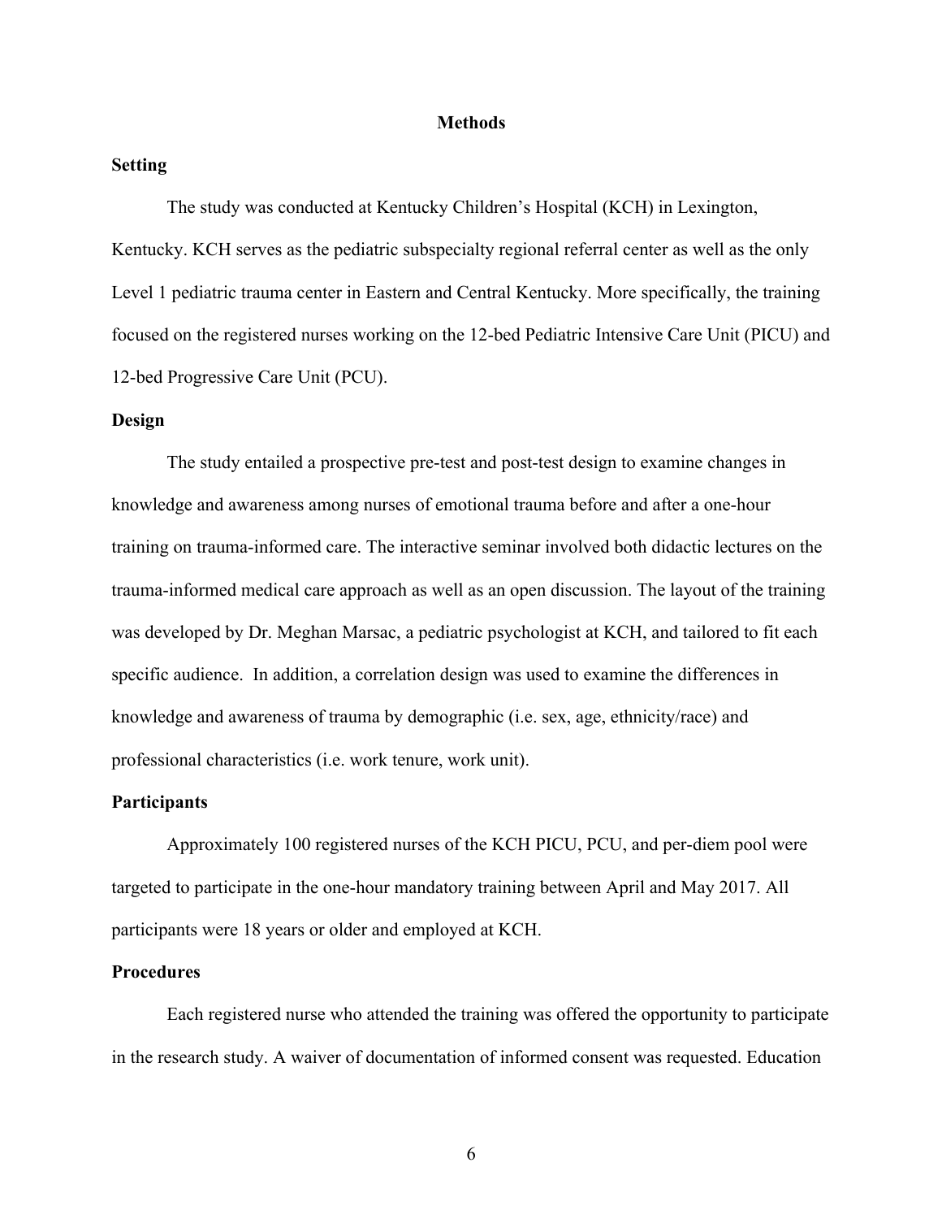# Methods

## Setting

The study was conducted at Kentucky Children's Hospital (KCH) in Lexington, Kentucky. KCH serves as the pediatric subspecialty regional referral center as well as the only Level 1 pediatric trauma center in Eastern and Central Kentucky. More specifically, the training focused on the registered nurses working on the 12-bed Pediatric Intensive Care Unit (PICU) and 12-bed Progressive Care Unit (PCU).

## Design

The study entailed a prospective pre-test and post-test design to examine changes in knowledge and awareness among nurses of emotional trauma before and after a one-hour training on trauma-informed care. The interactive seminar involved both didactic lectures on the trauma-informed medical care approach as well as an open discussion. The layout of the training was developed by Dr. Meghan Marsac, a pediatric psychologist at KCH, and tailored to fit each specific audience. In addition, a correlation design was used to examine the differences in knowledge and awareness of trauma by demographic (i.e. sex, age, ethnicity/race) and professional characteristics (i.e. work tenure, work unit).

## Participants

Approximately 100 registered nurses of the KCH PICU, PCU, and per-diem pool were targeted to participate in the one-hour mandatory training between April and May 2017. All participants were 18 years or older and employed at KCH.

## Procedures

Each registered nurse who attended the training was offered the opportunity to participate in the research study. A waiver of documentation of informed consent was requested. Education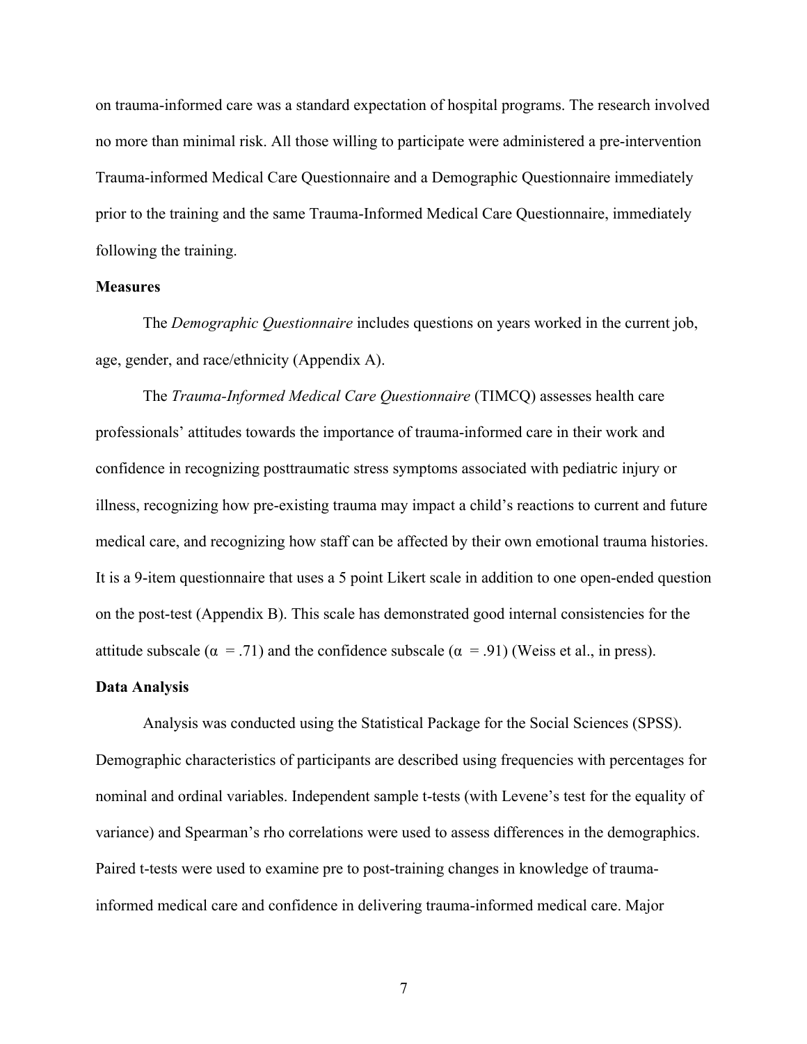on trauma-informed care was a standard expectation of hospital programs. The research involved no more than minimal risk. All those willing to participate were administered a pre-intervention Trauma-informed Medical Care Questionnaire and a Demographic Questionnaire immediately prior to the training and the same Trauma-Informed Medical Care Questionnaire, immediately following the training.

## Measures

The *Demographic Questionnaire* includes questions on years worked in the current job, age, gender, and race/ethnicity (Appendix A).

The *Trauma-Informed Medical Care Questionnaire* (TIMCQ) assesses health care professionals' attitudes towards the importance of trauma-informed care in their work and confidence in recognizing posttraumatic stress symptoms associated with pediatric injury or illness, recognizing how pre-existing trauma may impact a child's reactions to current and future medical care, and recognizing how staff can be affected by their own emotional trauma histories. It is a 9-item questionnaire that uses a 5 point Likert scale in addition to one open-ended question on the post-test (Appendix B). This scale has demonstrated good internal consistencies for the attitude subscale ($\alpha = .71$) and the confidence subscale ($\alpha = .91$) (Weiss et al., in press).

## Data Analysis

Analysis was conducted using the Statistical Package for the Social Sciences (SPSS). Demographic characteristics of participants are described using frequencies with percentages for nominal and ordinal variables. Independent sample t-tests (with Levene's test for the equality of variance) and Spearman's rho correlations were used to assess differences in the demographics. Paired t-tests were used to examine pre to post-training changes in knowledge of trauma-informed medical care and confidence in delivering trauma-informed medical care. Major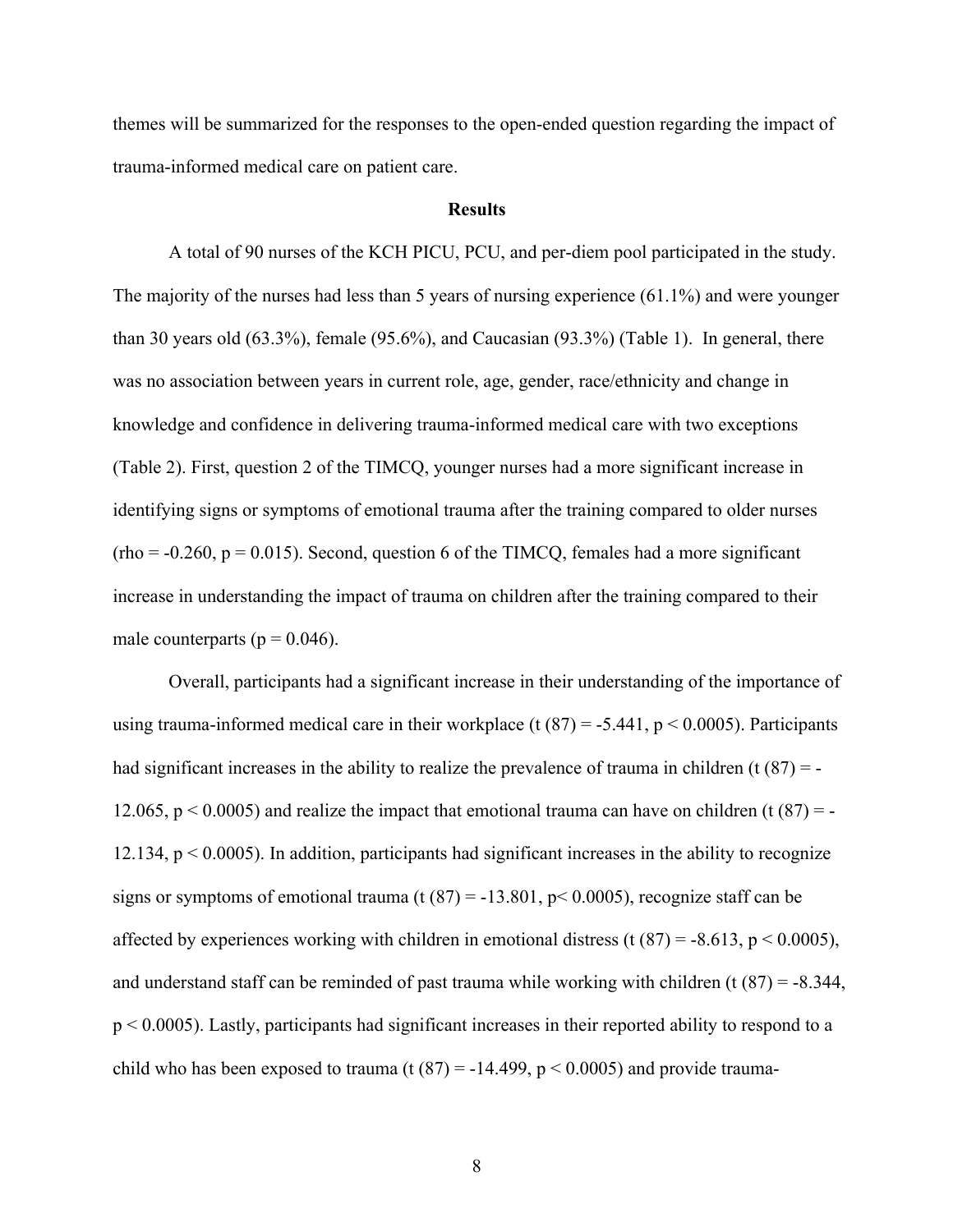themes will be summarized for the responses to the open-ended question regarding the impact of trauma-informed medical care on patient care.

## Results

A total of 90 nurses of the KCH PICU, PCU, and per-diem pool participated in the study. The majority of the nurses had less than 5 years of nursing experience (61.1%) and were younger than 30 years old (63.3%), female (95.6%), and Caucasian (93.3%) (Table 1). In general, there was no association between years in current role, age, gender, race/ethnicity and change in knowledge and confidence in delivering trauma-informed medical care with two exceptions (Table 2). First, question 2 of the TIMCQ, younger nurses had a more significant increase in identifying signs or symptoms of emotional trauma after the training compared to older nurses ($rho = -0.260$, $p = 0.015$). Second, question 6 of the TIMCQ, females had a more significant increase in understanding the impact of trauma on children after the training compared to their male counterparts ($p = 0.046$).

Overall, participants had a significant increase in their understanding of the importance of using trauma-informed medical care in their workplace ($t(87) = -5.441$, $p < 0.0005$). Participants had significant increases in the ability to realize the prevalence of trauma in children ($t(87) = -12.065$, $p < 0.0005$) and realize the impact that emotional trauma can have on children ($t(87) = -12.134$, $p < 0.0005$). In addition, participants had significant increases in the ability to recognize signs or symptoms of emotional trauma ($t(87) = -13.801$, $p < 0.0005$), recognize staff can be affected by experiences working with children in emotional distress ($t(87) = -8.613$, $p < 0.0005$), and understand staff can be reminded of past trauma while working with children ($t(87) = -8.344$, $p < 0.0005$). Lastly, participants had significant increases in their reported ability to respond to a child who has been exposed to trauma ($t(87) = -14.499$, $p < 0.0005$) and provide trauma-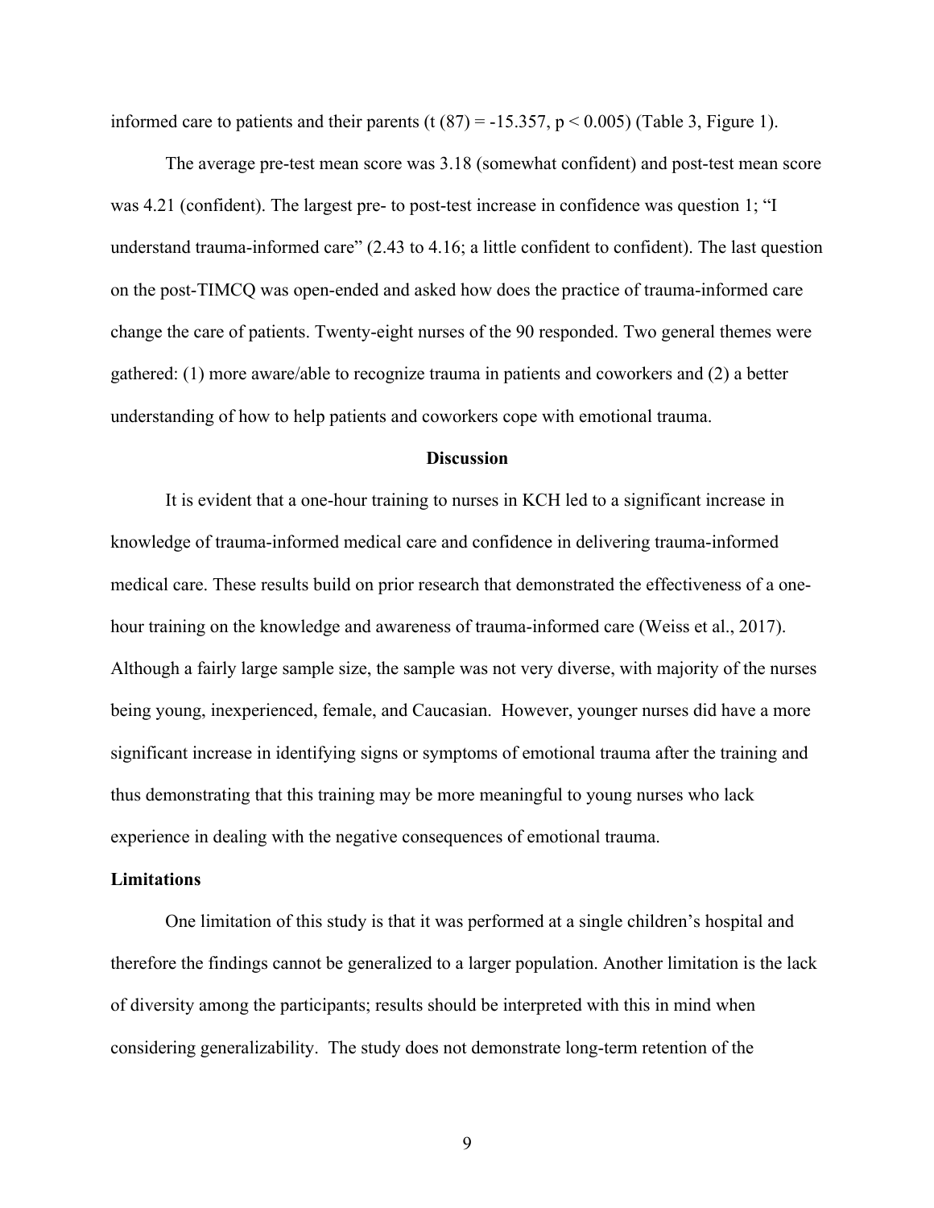informed care to patients and their parents ($t(87) = -15.357$, $p < 0.005$) (Table 3, Figure 1).

The average pre-test mean score was 3.18 (somewhat confident) and post-test mean score was 4.21 (confident). The largest pre- to post-test increase in confidence was question 1; "I understand trauma-informed care" (2.43 to 4.16; a little confident to confident). The last question on the post-TIMCQ was open-ended and asked how does the practice of trauma-informed care change the care of patients. Twenty-eight nurses of the 90 responded. Two general themes were gathered: (1) more aware/able to recognize trauma in patients and coworkers and (2) a better understanding of how to help patients and coworkers cope with emotional trauma.

## Discussion

It is evident that a one-hour training to nurses in KCH led to a significant increase in knowledge of trauma-informed medical care and confidence in delivering trauma-informed medical care. These results build on prior research that demonstrated the effectiveness of a one-hour training on the knowledge and awareness of trauma-informed care (Weiss et al., 2017). Although a fairly large sample size, the sample was not very diverse, with majority of the nurses being young, inexperienced, female, and Caucasian. However, younger nurses did have a more significant increase in identifying signs or symptoms of emotional trauma after the training and thus demonstrating that this training may be more meaningful to young nurses who lack experience in dealing with the negative consequences of emotional trauma.

### Limitations

One limitation of this study is that it was performed at a single children's hospital and therefore the findings cannot be generalized to a larger population. Another limitation is the lack of diversity among the participants; results should be interpreted with this in mind when considering generalizability. The study does not demonstrate long-term retention of the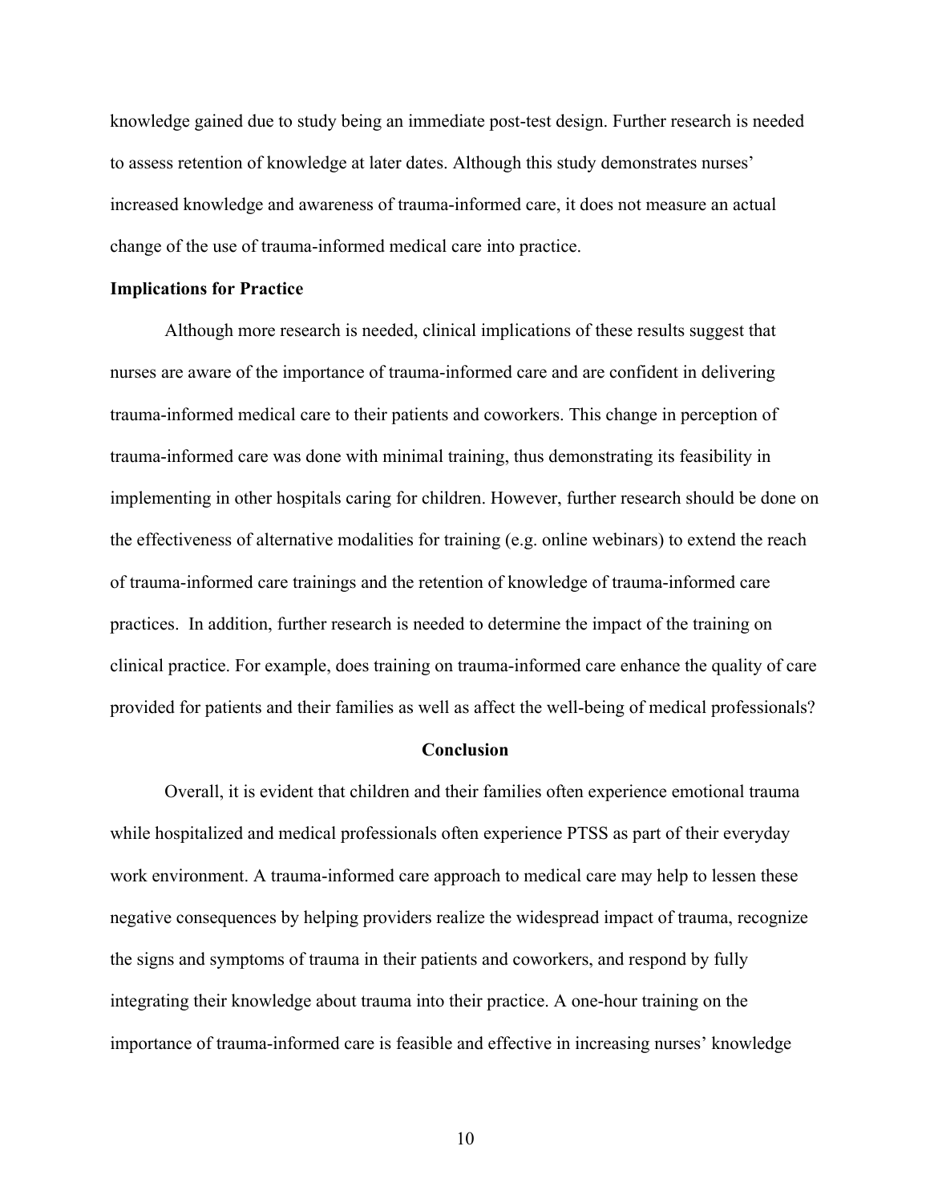knowledge gained due to study being an immediate post-test design. Further research is needed to assess retention of knowledge at later dates. Although this study demonstrates nurses' increased knowledge and awareness of trauma-informed care, it does not measure an actual change of the use of trauma-informed medical care into practice.

**Implications for Practice**

Although more research is needed, clinical implications of these results suggest that nurses are aware of the importance of trauma-informed care and are confident in delivering trauma-informed medical care to their patients and coworkers. This change in perception of trauma-informed care was done with minimal training, thus demonstrating its feasibility in implementing in other hospitals caring for children. However, further research should be done on the effectiveness of alternative modalities for training (e.g. online webinars) to extend the reach of trauma-informed care trainings and the retention of knowledge of trauma-informed care practices. In addition, further research is needed to determine the impact of the training on clinical practice. For example, does training on trauma-informed care enhance the quality of care provided for patients and their families as well as affect the well-being of medical professionals?

## Conclusion

Overall, it is evident that children and their families often experience emotional trauma while hospitalized and medical professionals often experience PTSS as part of their everyday work environment. A trauma-informed care approach to medical care may help to lessen these negative consequences by helping providers realize the widespread impact of trauma, recognize the signs and symptoms of trauma in their patients and coworkers, and respond by fully integrating their knowledge about trauma into their practice. A one-hour training on the importance of trauma-informed care is feasible and effective in increasing nurses' knowledge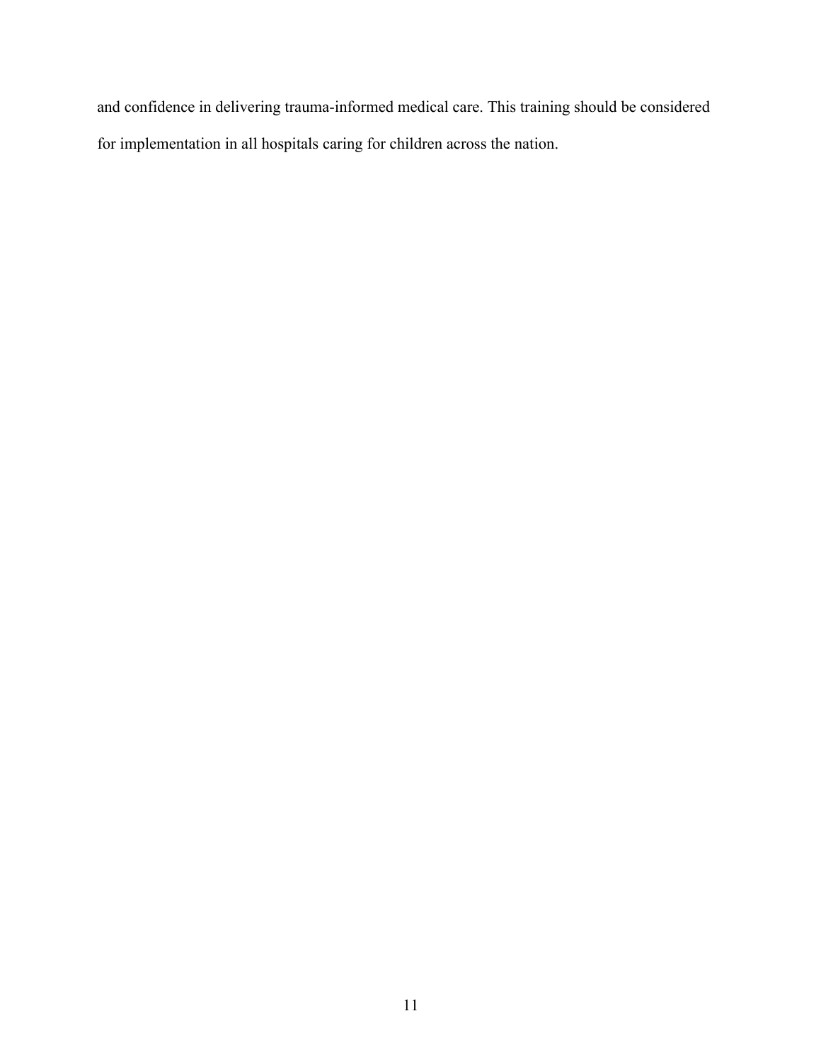and confidence in delivering trauma-informed medical care. This training should be considered for implementation in all hospitals caring for children across the nation.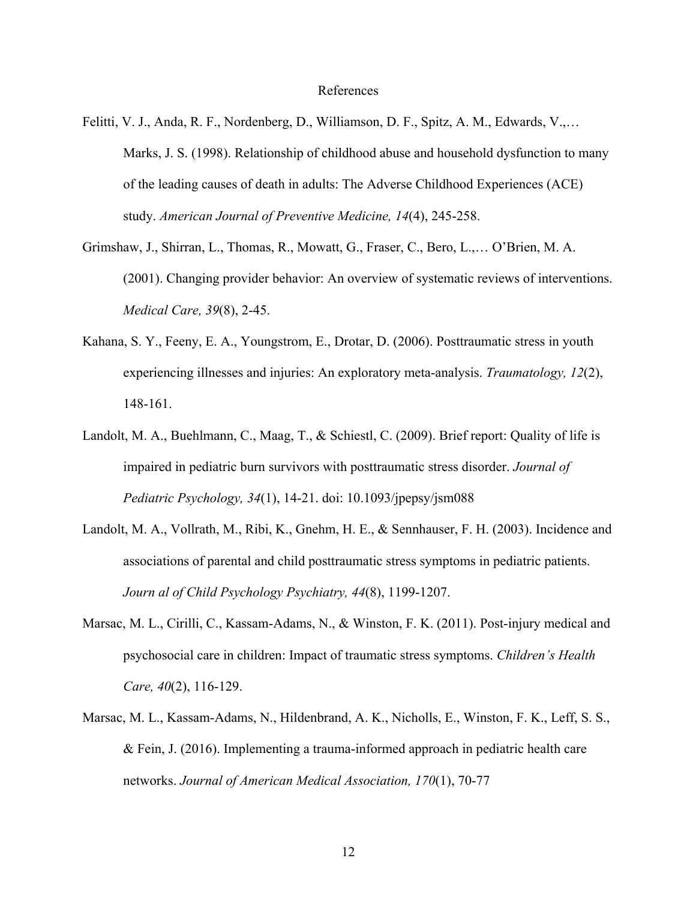# References

Felitti, V. J., Anda, R. F., Nordenberg, D., Williamson, D. F., Spitz, A. M., Edwards, V.,… Marks, J. S. (1998). Relationship of childhood abuse and household dysfunction to many of the leading causes of death in adults: The Adverse Childhood Experiences (ACE) study. *American Journal of Preventive Medicine, 14*(4), 245-258.

Grimshaw, J., Shirran, L., Thomas, R., Mowatt, G., Fraser, C., Bero, L.,… O'Brien, M. A. (2001). Changing provider behavior: An overview of systematic reviews of interventions. *Medical Care, 39*(8), 2-45.

Kahana, S. Y., Feeny, E. A., Youngstrom, E., Drotar, D. (2006). Posttraumatic stress in youth experiencing illnesses and injuries: An exploratory meta-analysis. *Traumatology, 12*(2), 148-161.

Landolt, M. A., Buehlmann, C., Maag, T., & Schiestl, C. (2009). Brief report: Quality of life is impaired in pediatric burn survivors with posttraumatic stress disorder. *Journal of Pediatric Psychology, 34*(1), 14-21. doi: 10.1093/jpepsy/jsm088

Landolt, M. A., Vollrath, M., Ribi, K., Gnehm, H. E., & Sennhauser, F. H. (2003). Incidence and associations of parental and child posttraumatic stress symptoms in pediatric patients. *Journ al of Child Psychology Psychiatry, 44*(8), 1199-1207.

Marsac, M. L., Cirilli, C., Kassam-Adams, N., & Winston, F. K. (2011). Post-injury medical and psychosocial care in children: Impact of traumatic stress symptoms. *Children's Health Care, 40*(2), 116-129.

Marsac, M. L., Kassam-Adams, N., Hildenbrand, A. K., Nicholls, E., Winston, F. K., Leff, S. S., & Fein, J. (2016). Implementing a trauma-informed approach in pediatric health care networks. *Journal of American Medical Association, 170*(1), 70-77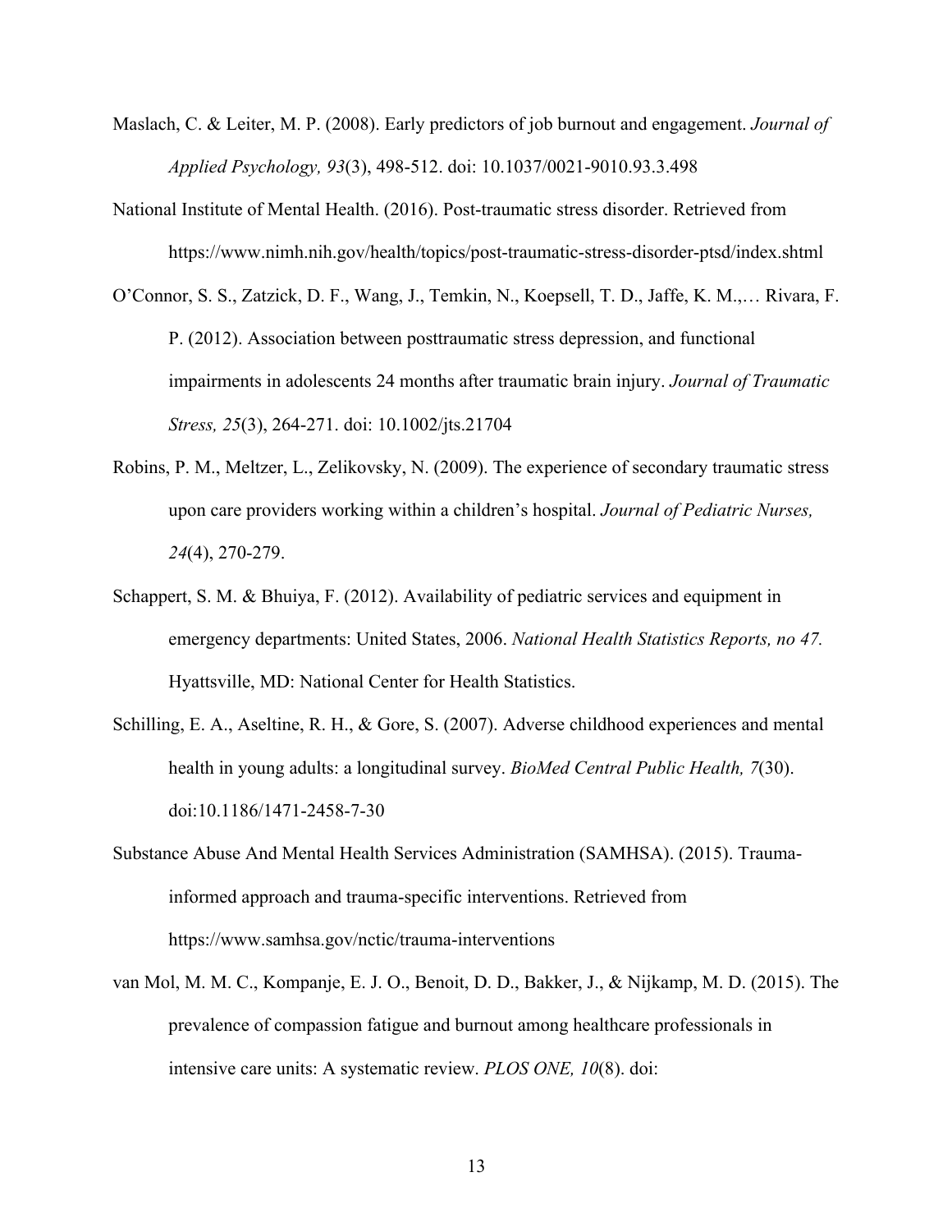Maslach, C. & Leiter, M. P. (2008). Early predictors of job burnout and engagement. *Journal of Applied Psychology, 93*(3), 498-512. doi: 10.1037/0021-9010.93.3.498

National Institute of Mental Health. (2016). Post-traumatic stress disorder. Retrieved from https://www.nimh.nih.gov/health/topics/post-traumatic-stress-disorder-ptsd/index.shtml

O'Connor, S. S., Zatzick, D. F., Wang, J., Temkin, N., Koepsell, T. D., Jaffe, K. M.,… Rivara, F. P. (2012). Association between posttraumatic stress depression, and functional impairments in adolescents 24 months after traumatic brain injury. *Journal of Traumatic Stress, 25*(3), 264-271. doi: 10.1002/jts.21704

Robins, P. M., Meltzer, L., Zelikovsky, N. (2009). The experience of secondary traumatic stress upon care providers working within a children's hospital. *Journal of Pediatric Nurses, 24*(4), 270-279.

Schappert, S. M. & Bhuiya, F. (2012). Availability of pediatric services and equipment in emergency departments: United States, 2006. *National Health Statistics Reports, no 47.* Hyattsville, MD: National Center for Health Statistics.

Schilling, E. A., Aseltine, R. H., & Gore, S. (2007). Adverse childhood experiences and mental health in young adults: a longitudinal survey. *BioMed Central Public Health, 7*(30). doi:10.1186/1471-2458-7-30

Substance Abuse And Mental Health Services Administration (SAMHSA). (2015). Trauma-informed approach and trauma-specific interventions. Retrieved from https://www.samhsa.gov/nctic/trauma-interventions

van Mol, M. M. C., Kompanje, E. J. O., Benoit, D. D., Bakker, J., & Nijkamp, M. D. (2015). The prevalence of compassion fatigue and burnout among healthcare professionals in intensive care units: A systematic review. *PLOS ONE, 10*(8). doi: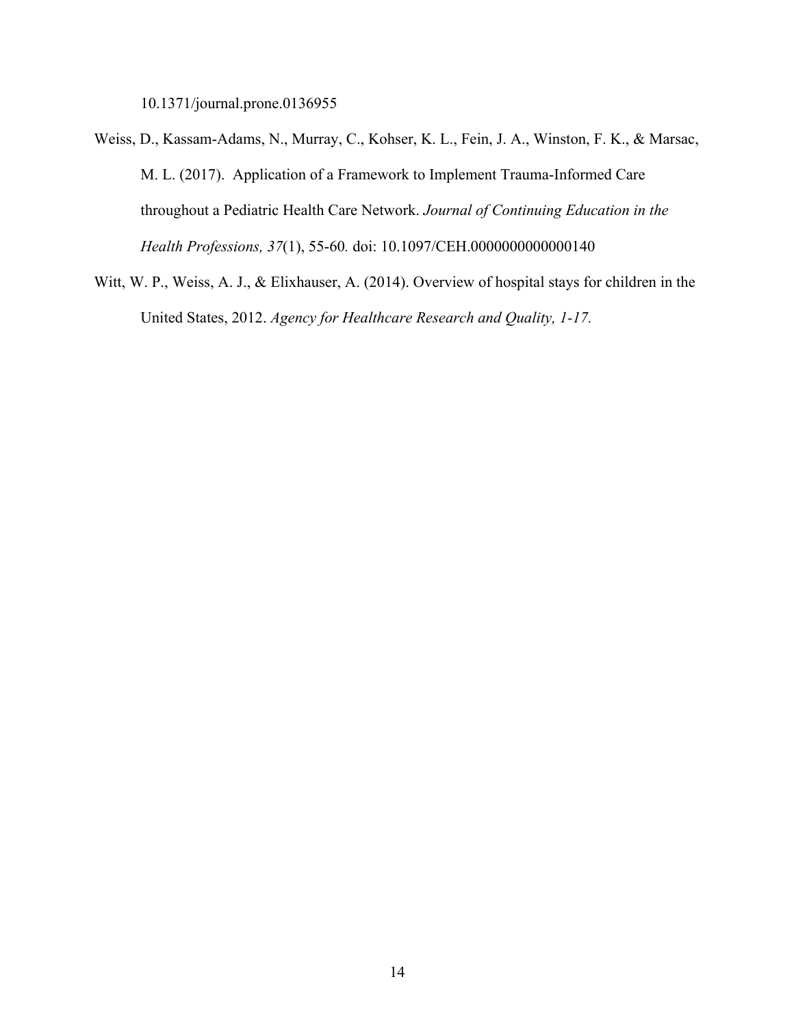10.1371/journal.prone.0136955

Weiss, D., Kassam-Adams, N., Murray, C., Kohser, K. L., Fein, J. A., Winston, F. K., & Marsac, M. L. (2017). Application of a Framework to Implement Trauma-Informed Care throughout a Pediatric Health Care Network. *Journal of Continuing Education in the Health Professions, 37*(1), 55-60. doi: 10.1097/CEH.0000000000000140

Witt, W. P., Weiss, A. J., & Elixhauser, A. (2014). Overview of hospital stays for children in the United States, 2012. *Agency for Healthcare Research and Quality, 1-17.*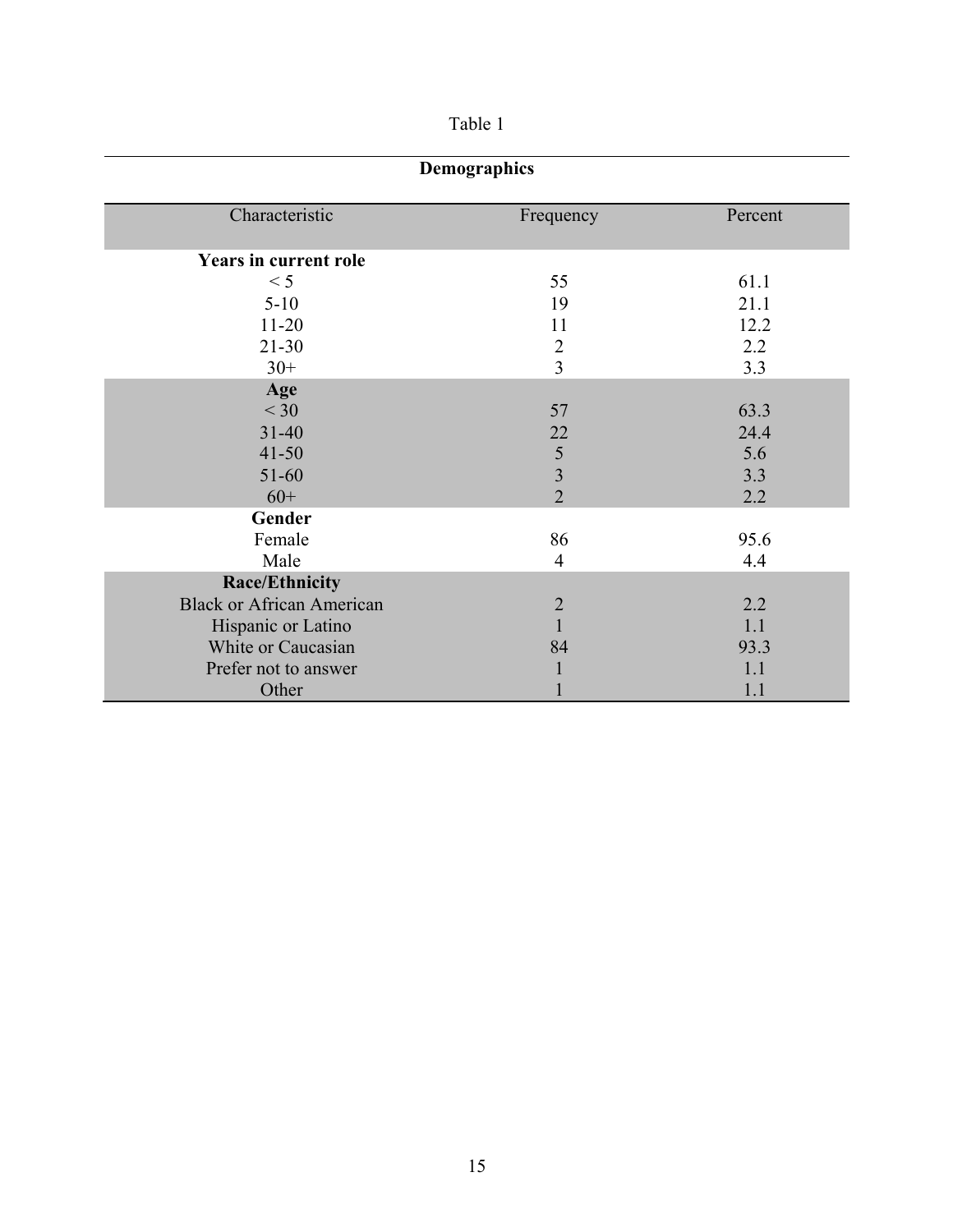Table 1

**Demographics**

| Characteristic | Frequency | Percent |
|---|---|---|
| **Years in current role** | | |
| < 5 | 55 | 61.1 |
| 5-10 | 19 | 21.1 |
| 11-20 | 11 | 12.2 |
| 21-30 | 2 | 2.2 |
| 30+ | 3 | 3.3 |
| **Age** | | |
| < 30 | 57 | 63.3 |
| 31-40 | 22 | 24.4 |
| 41-50 | 5 | 5.6 |
| 51-60 | 3 | 3.3 |
| 60+ | 2 | 2.2 |
| **Gender** | | |
| Female | 86 | 95.6 |
| Male | 4 | 4.4 |
| **Race/Ethnicity** | | |
| Black or African American | 2 | 2.2 |
| Hispanic or Latino | 1 | 1.1 |
| White or Caucasian | 84 | 93.3 |
| Prefer not to answer | 1 | 1.1 |
| Other | 1 | 1.1 |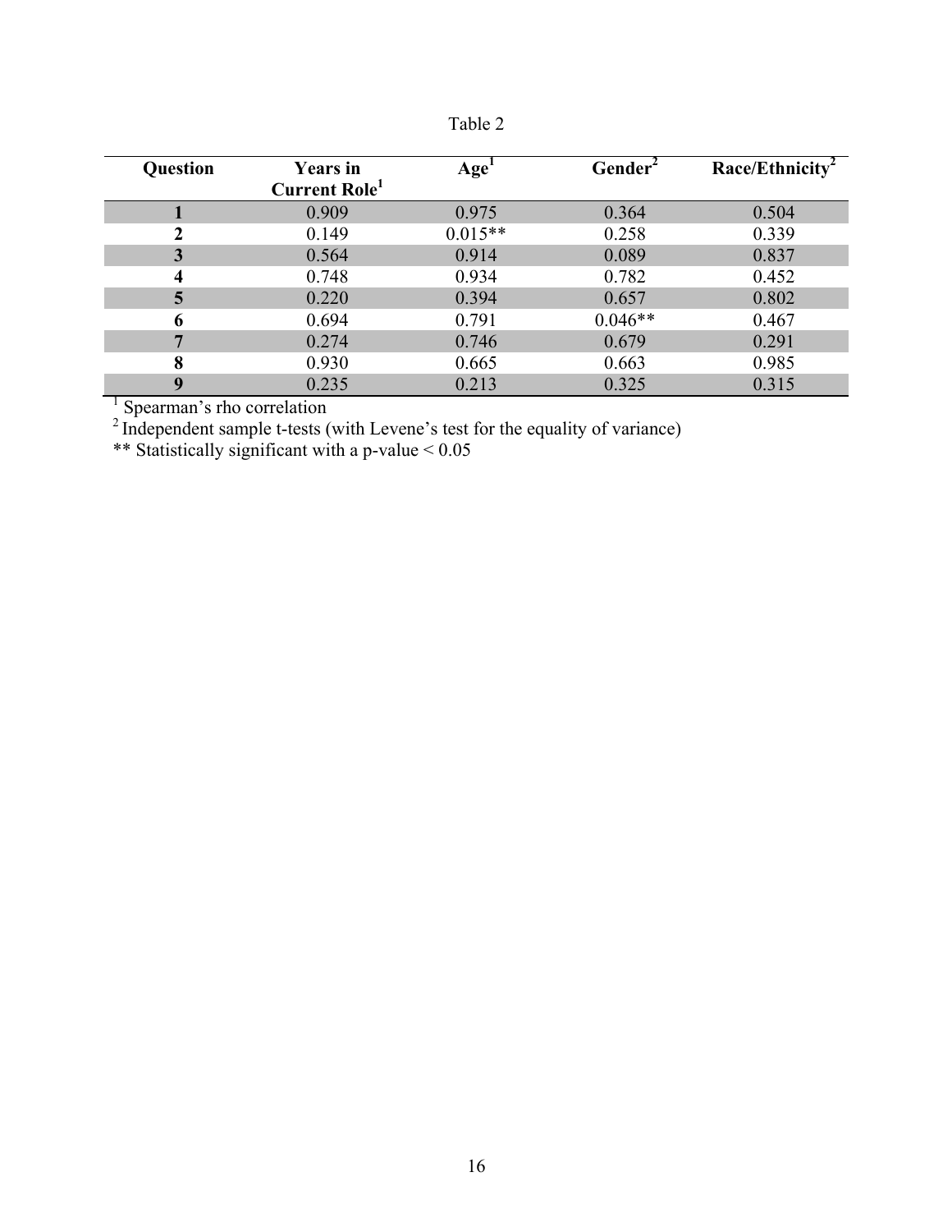Table 2

| Question | Years in Current Role[1] | Age[1] | Gender[2] | Race/Ethnicity[2] |
|---|---|---|---|---|
| **1** | 0.909 | 0.975 | 0.364 | 0.504 |
| **2** | 0.149 | 0.015** | 0.258 | 0.339 |
| **3** | 0.564 | 0.914 | 0.089 | 0.837 |
| **4** | 0.748 | 0.934 | 0.782 | 0.452 |
| **5** | 0.220 | 0.394 | 0.657 | 0.802 |
| **6** | 0.694 | 0.791 | 0.046** | 0.467 |
| **7** | 0.274 | 0.746 | 0.679 | 0.291 |
| **8** | 0.930 | 0.665 | 0.663 | 0.985 |
| **9** | 0.235 | 0.213 | 0.325 | 0.315 |

[1] Spearman's rho correlation

[2] Independent sample t-tests (with Levene's test for the equality of variance)

** Statistically significant with a p-value $< 0.05$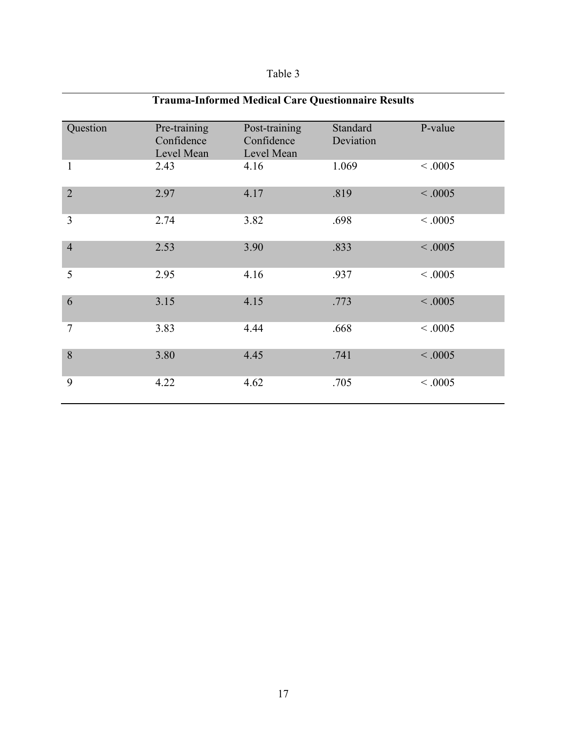Table 3

**Trauma-Informed Medical Care Questionnaire Results**

| Question | Pre-training Confidence Level Mean | Post-training Confidence Level Mean | Standard Deviation | P-value |
|---|---|---|---|---|
| 1 | 2.43 | 4.16 | 1.069 | < .0005 |
| 2 | 2.97 | 4.17 | .819 | < .0005 |
| 3 | 2.74 | 3.82 | .698 | < .0005 |
| 4 | 2.53 | 3.90 | .833 | < .0005 |
| 5 | 2.95 | 4.16 | .937 | < .0005 |
| 6 | 3.15 | 4.15 | .773 | < .0005 |
| 7 | 3.83 | 4.44 | .668 | < .0005 |
| 8 | 3.80 | 4.45 | .741 | < .0005 |
| 9 | 4.22 | 4.62 | .705 | < .0005 |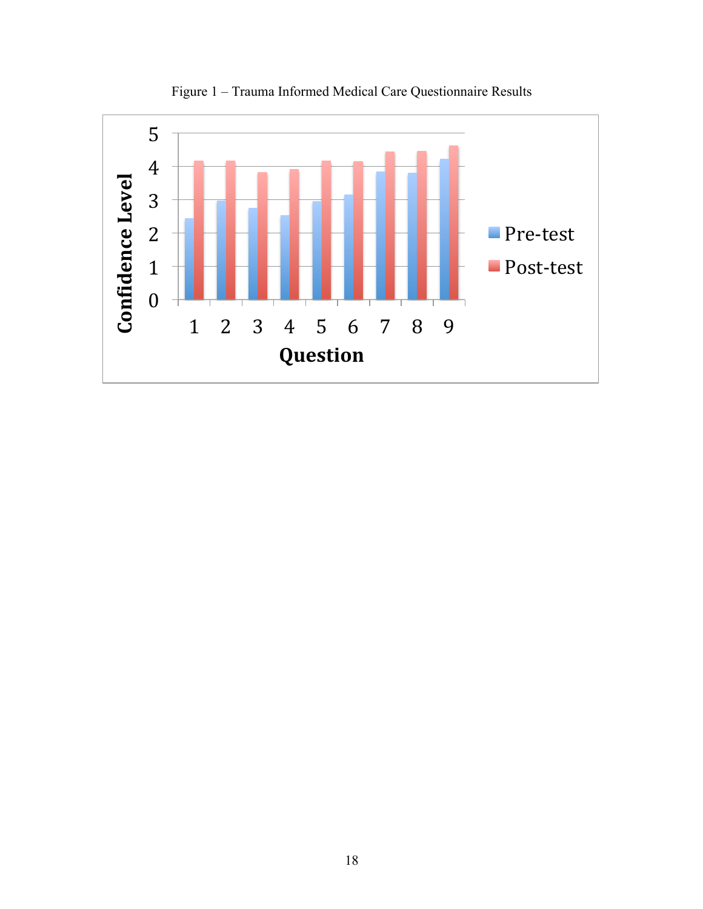Figure 1 – Trauma Informed Medical Care Questionnaire Results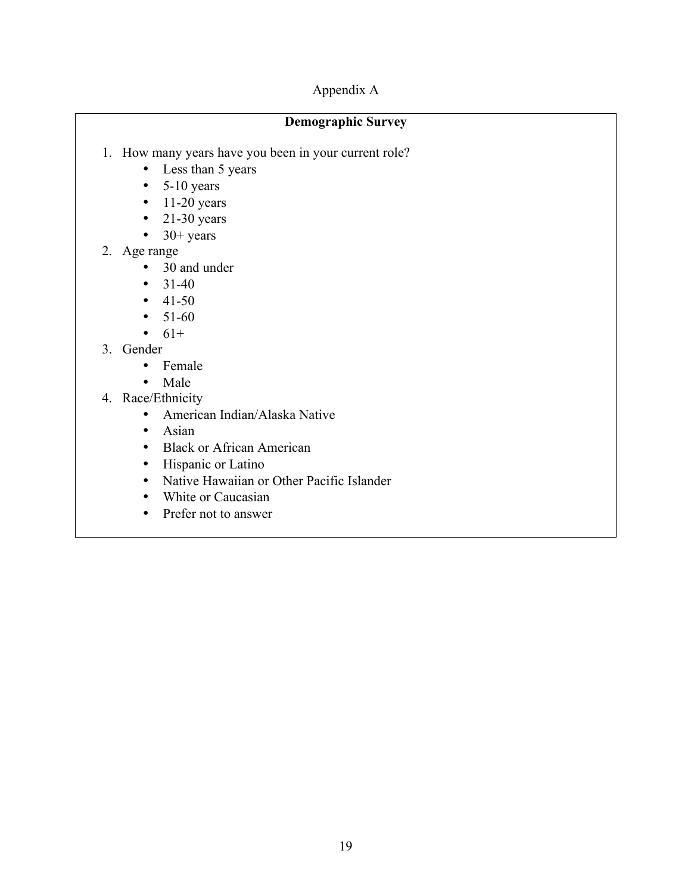# Appendix A

## Demographic Survey

1. How many years have you been in your current role?
    - Less than 5 years
    - 5-10 years
    - 11-20 years
    - 21-30 years
    - 30+ years
2. Age range
    - 30 and under
    - 31-40
    - 41-50
    - 51-60
    - 61+
3. Gender
    - Female
    - Male
4. Race/Ethnicity
    - American Indian/Alaska Native
    - Asian
    - Black or African American
    - Hispanic or Latino
    - Native Hawaiian or Other Pacific Islander
    - White or Caucasian
    - Prefer not to answer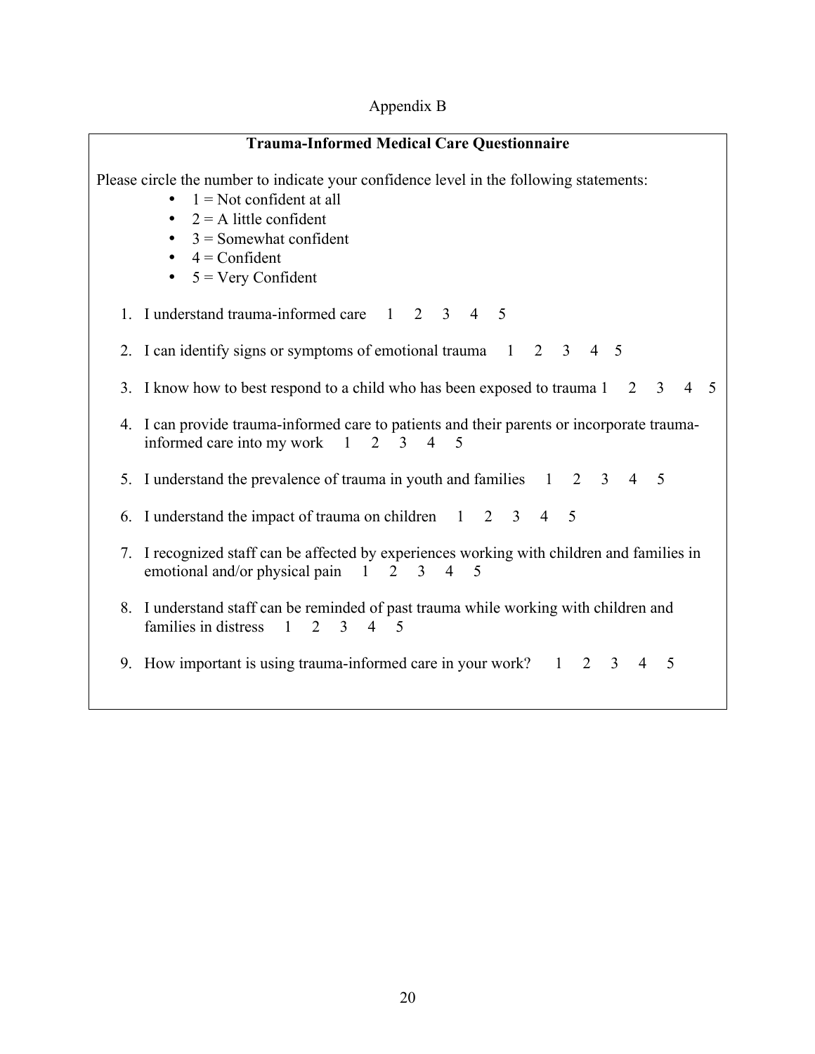Appendix B

**Trauma-Informed Medical Care Questionnaire**

Please circle the number to indicate your confidence level in the following statements:

- 1 = Not confident at all
- 2 = A little confident
- 3 = Somewhat confident
- 4 = Confident
- 5 = Very Confident

1. I understand trauma-informed care 1 2 3 4 5
2. I can identify signs or symptoms of emotional trauma 1 2 3 4 5
3. I know how to best respond to a child who has been exposed to trauma 1 2 3 4 5
4. I can provide trauma-informed care to patients and their parents or incorporate trauma-informed care into my work 1 2 3 4 5
5. I understand the prevalence of trauma in youth and families 1 2 3 4 5
6. I understand the impact of trauma on children 1 2 3 4 5
7. I recognized staff can be affected by experiences working with children and families in emotional and/or physical pain 1 2 3 4 5
8. I understand staff can be reminded of past trauma while working with children and families in distress 1 2 3 4 5
9. How important is using trauma-informed care in your work? 1 2 3 4 5